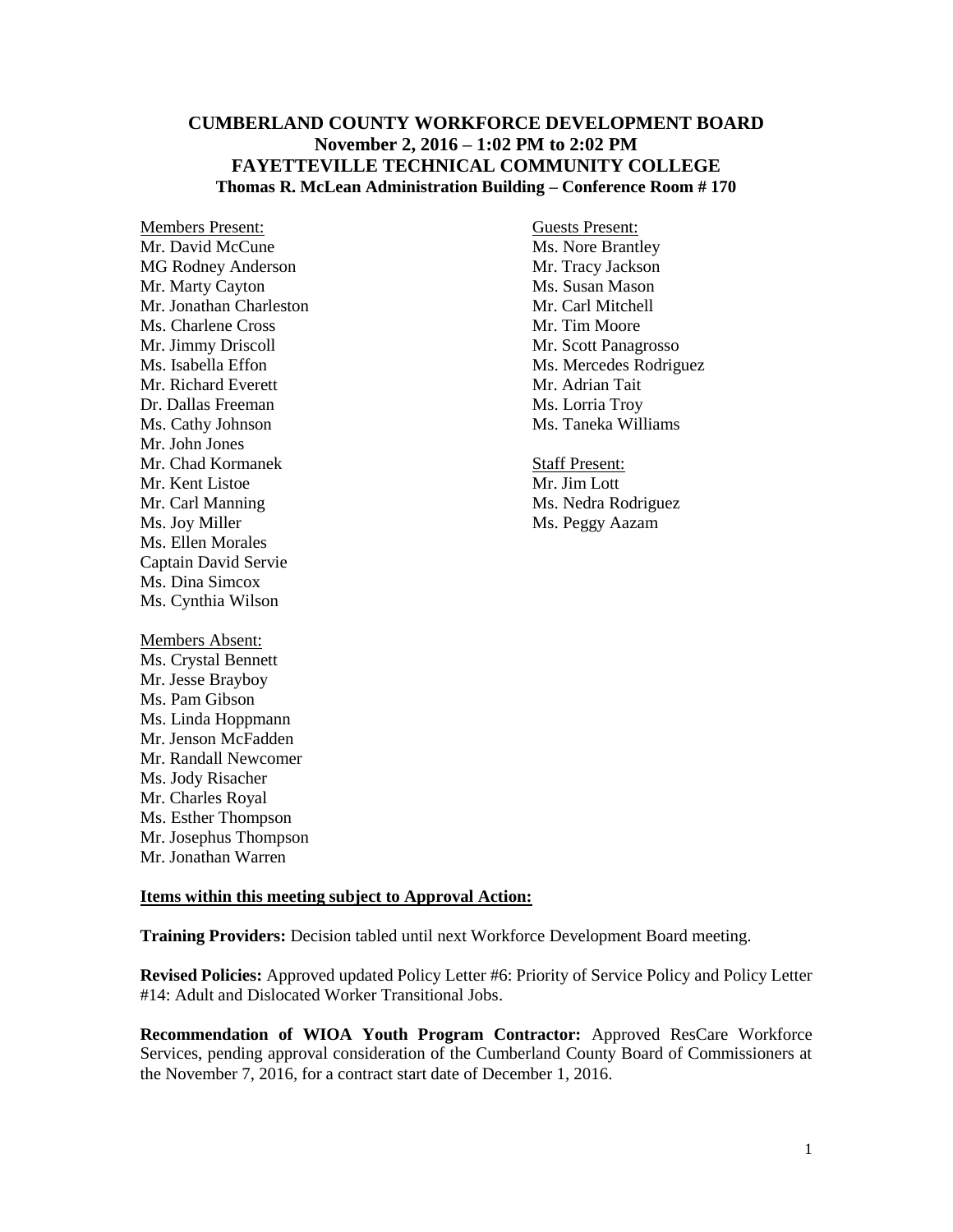# CUMBERLAND COUNTY WORKFORCE DEVELOPMENT BOARD
## November 2, 2016 – 1:02 PM to 2:02 PM
## FAYETTEVILLE TECHNICAL COMMUNITY COLLEGE
### Thomas R. McLean Administration Building – Conference Room # 170

Members Present:
Mr. David McCune
MG Rodney Anderson
Mr. Marty Cayton
Mr. Jonathan Charleston
Ms. Charlene Cross
Mr. Jimmy Driscoll
Ms. Isabella Effon
Mr. Richard Everett
Dr. Dallas Freeman
Ms. Cathy Johnson
Mr. John Jones
Mr. Chad Kormanek
Mr. Kent Listoe
Mr. Carl Manning
Ms. Joy Miller
Ms. Ellen Morales
Captain David Servie
Ms. Dina Simcox
Ms. Cynthia Wilson

Members Absent:
Ms. Crystal Bennett
Mr. Jesse Brayboy
Ms. Pam Gibson
Ms. Linda Hoppmann
Mr. Jenson McFadden
Mr. Randall Newcomer
Ms. Jody Risacher
Mr. Charles Royal
Ms. Esther Thompson
Mr. Josephus Thompson
Mr. Jonathan Warren

Guests Present:
Ms. Nore Brantley
Mr. Tracy Jackson
Ms. Susan Mason
Mr. Carl Mitchell
Mr. Tim Moore
Mr. Scott Panagrosso
Ms. Mercedes Rodriguez
Mr. Adrian Tait
Ms. Lorria Troy
Ms. Taneka Williams

Staff Present:
Mr. Jim Lott
Ms. Nedra Rodriguez
Ms. Peggy Aazam

**Items within this meeting subject to Approval Action:**

**Training Providers:** Decision tabled until next Workforce Development Board meeting.

**Revised Policies:** Approved updated Policy Letter #6: Priority of Service Policy and Policy Letter #14: Adult and Dislocated Worker Transitional Jobs.

**Recommendation of WIOA Youth Program Contractor:** Approved ResCare Workforce Services, pending approval consideration of the Cumberland County Board of Commissioners at the November 7, 2016, for a contract start date of December 1, 2016.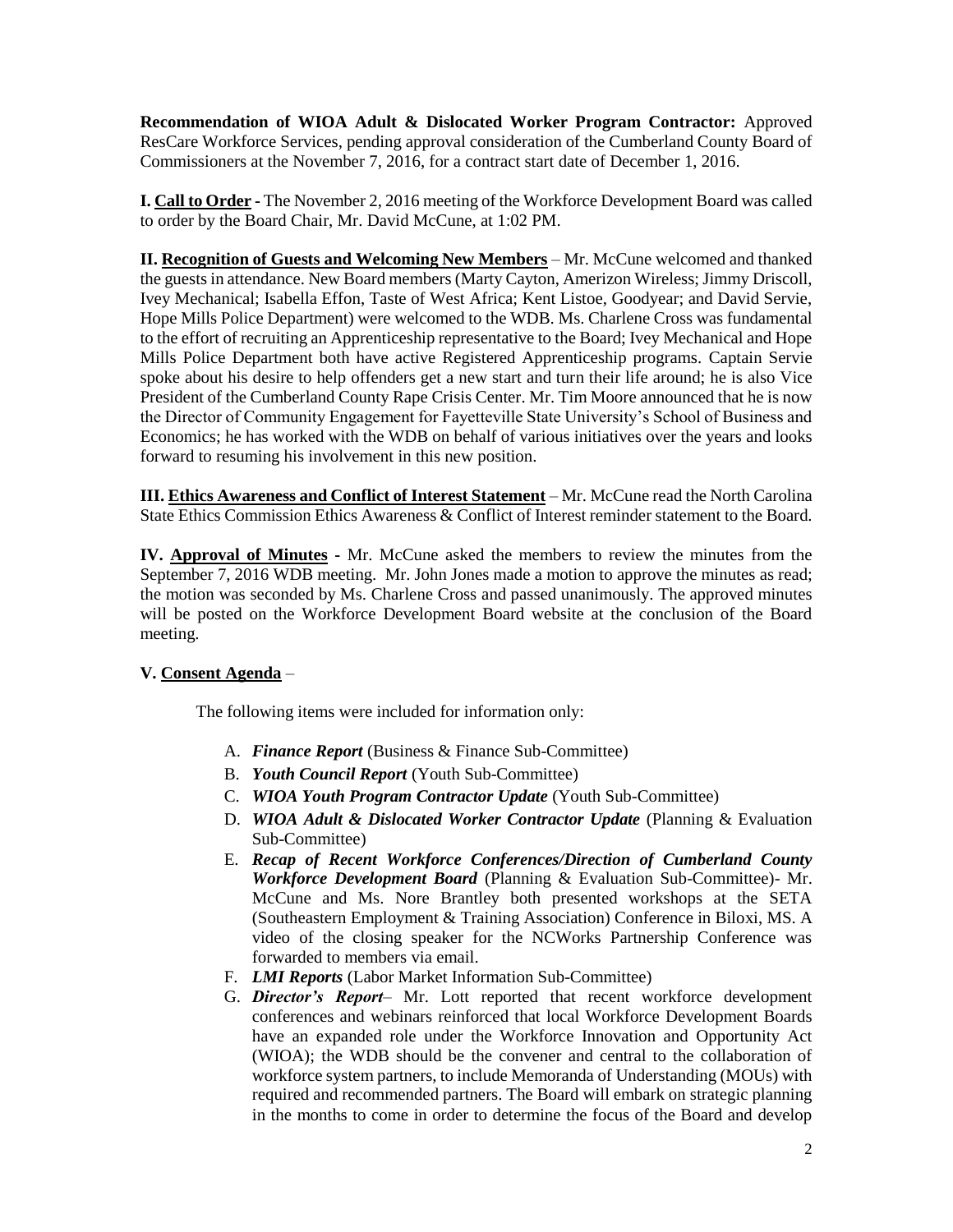**Recommendation of WIOA Adult & Dislocated Worker Program Contractor:** Approved ResCare Workforce Services, pending approval consideration of the Cumberland County Board of Commissioners at the November 7, 2016, for a contract start date of December 1, 2016.

**I. Call to Order -** The November 2, 2016 meeting of the Workforce Development Board was called to order by the Board Chair, Mr. David McCune, at 1:02 PM.

**II. Recognition of Guests and Welcoming New Members** – Mr. McCune welcomed and thanked the guests in attendance. New Board members (Marty Cayton, Amerizon Wireless; Jimmy Driscoll, Ivey Mechanical; Isabella Effon, Taste of West Africa; Kent Listoe, Goodyear; and David Servie, Hope Mills Police Department) were welcomed to the WDB. Ms. Charlene Cross was fundamental to the effort of recruiting an Apprenticeship representative to the Board; Ivey Mechanical and Hope Mills Police Department both have active Registered Apprenticeship programs. Captain Servie spoke about his desire to help offenders get a new start and turn their life around; he is also Vice President of the Cumberland County Rape Crisis Center. Mr. Tim Moore announced that he is now the Director of Community Engagement for Fayetteville State University's School of Business and Economics; he has worked with the WDB on behalf of various initiatives over the years and looks forward to resuming his involvement in this new position.

**III. Ethics Awareness and Conflict of Interest Statement** – Mr. McCune read the North Carolina State Ethics Commission Ethics Awareness & Conflict of Interest reminder statement to the Board.

**IV. Approval of Minutes -** Mr. McCune asked the members to review the minutes from the September 7, 2016 WDB meeting. Mr. John Jones made a motion to approve the minutes as read; the motion was seconded by Ms. Charlene Cross and passed unanimously. The approved minutes will be posted on the Workforce Development Board website at the conclusion of the Board meeting.

**V. Consent Agenda** –

The following items were included for information only:

A. ***Finance Report*** (Business & Finance Sub-Committee)
B. ***Youth Council Report*** (Youth Sub-Committee)
C. ***WIOA Youth Program Contractor Update*** (Youth Sub-Committee)
D. ***WIOA Adult & Dislocated Worker Contractor Update*** (Planning & Evaluation Sub-Committee)
E. ***Recap of Recent Workforce Conferences/Direction of Cumberland County Workforce Development Board*** (Planning & Evaluation Sub-Committee)- Mr. McCune and Ms. Nore Brantley both presented workshops at the SETA (Southeastern Employment & Training Association) Conference in Biloxi, MS. A video of the closing speaker for the NCWorks Partnership Conference was forwarded to members via email.
F. ***LMI Reports*** (Labor Market Information Sub-Committee)
G. ***Director's Report***– Mr. Lott reported that recent workforce development conferences and webinars reinforced that local Workforce Development Boards have an expanded role under the Workforce Innovation and Opportunity Act (WIOA); the WDB should be the convener and central to the collaboration of workforce system partners, to include Memoranda of Understanding (MOUs) with required and recommended partners. The Board will embark on strategic planning in the months to come in order to determine the focus of the Board and develop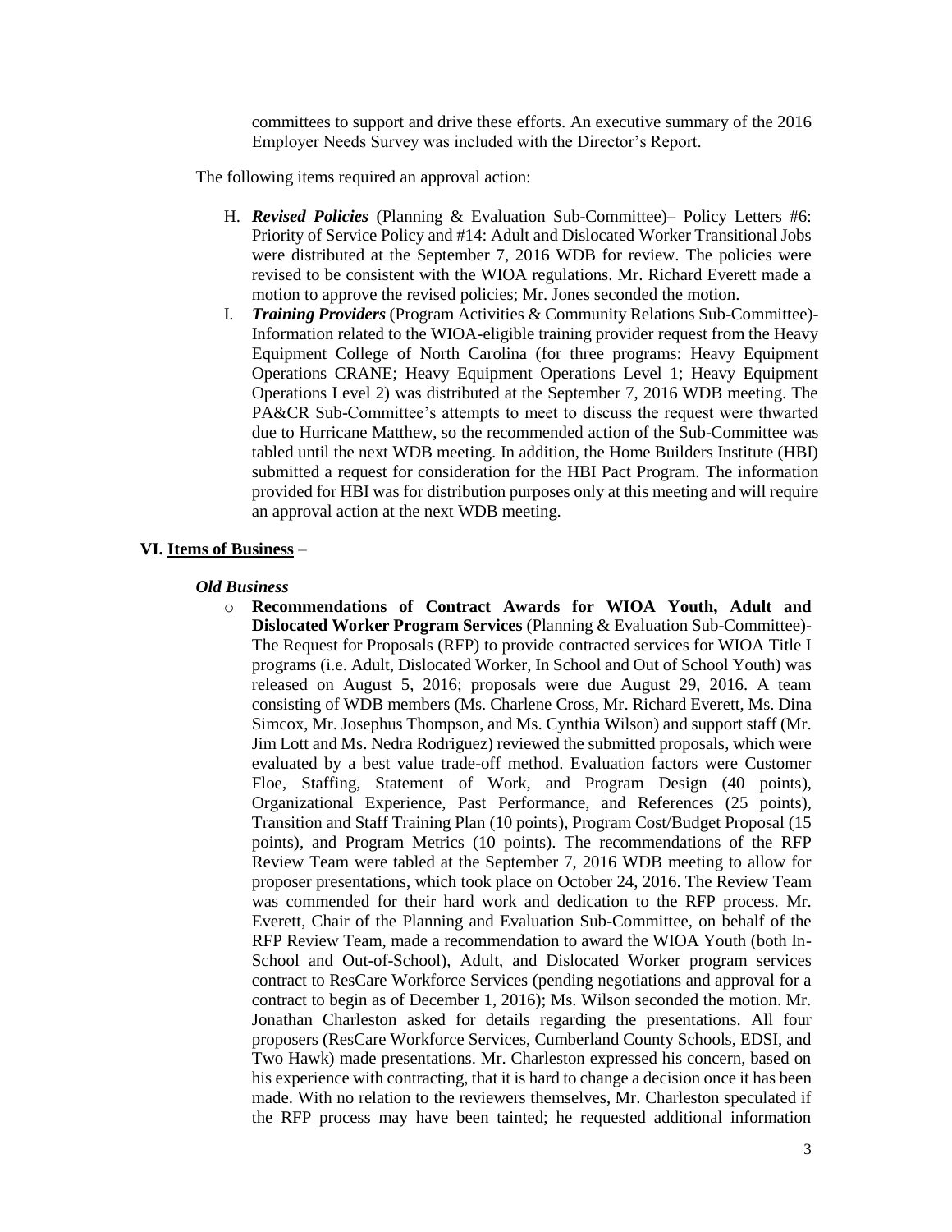committees to support and drive these efforts. An executive summary of the 2016 Employer Needs Survey was included with the Director's Report.

The following items required an approval action:

H. ***Revised Policies*** (Planning & Evaluation Sub-Committee)– Policy Letters #6: Priority of Service Policy and #14: Adult and Dislocated Worker Transitional Jobs were distributed at the September 7, 2016 WDB for review. The policies were revised to be consistent with the WIOA regulations. Mr. Richard Everett made a motion to approve the revised policies; Mr. Jones seconded the motion.

I. ***Training Providers*** (Program Activities & Community Relations Sub-Committee)- Information related to the WIOA-eligible training provider request from the Heavy Equipment College of North Carolina (for three programs: Heavy Equipment Operations CRANE; Heavy Equipment Operations Level 1; Heavy Equipment Operations Level 2) was distributed at the September 7, 2016 WDB meeting. The PA&CR Sub-Committee's attempts to meet to discuss the request were thwarted due to Hurricane Matthew, so the recommended action of the Sub-Committee was tabled until the next WDB meeting. In addition, the Home Builders Institute (HBI) submitted a request for consideration for the HBI Pact Program. The information provided for HBI was for distribution purposes only at this meeting and will require an approval action at the next WDB meeting.

## VI. Items of Business –

### *Old Business*

- **Recommendations of Contract Awards for WIOA Youth, Adult and Dislocated Worker Program Services** (Planning & Evaluation Sub-Committee)- The Request for Proposals (RFP) to provide contracted services for WIOA Title I programs (i.e. Adult, Dislocated Worker, In School and Out of School Youth) was released on August 5, 2016; proposals were due August 29, 2016. A team consisting of WDB members (Ms. Charlene Cross, Mr. Richard Everett, Ms. Dina Simcox, Mr. Josephus Thompson, and Ms. Cynthia Wilson) and support staff (Mr. Jim Lott and Ms. Nedra Rodriguez) reviewed the submitted proposals, which were evaluated by a best value trade-off method. Evaluation factors were Customer Floe, Staffing, Statement of Work, and Program Design (40 points), Organizational Experience, Past Performance, and References (25 points), Transition and Staff Training Plan (10 points), Program Cost/Budget Proposal (15 points), and Program Metrics (10 points). The recommendations of the RFP Review Team were tabled at the September 7, 2016 WDB meeting to allow for proposer presentations, which took place on October 24, 2016. The Review Team was commended for their hard work and dedication to the RFP process. Mr. Everett, Chair of the Planning and Evaluation Sub-Committee, on behalf of the RFP Review Team, made a recommendation to award the WIOA Youth (both In-School and Out-of-School), Adult, and Dislocated Worker program services contract to ResCare Workforce Services (pending negotiations and approval for a contract to begin as of December 1, 2016); Ms. Wilson seconded the motion. Mr. Jonathan Charleston asked for details regarding the presentations. All four proposers (ResCare Workforce Services, Cumberland County Schools, EDSI, and Two Hawk) made presentations. Mr. Charleston expressed his concern, based on his experience with contracting, that it is hard to change a decision once it has been made. With no relation to the reviewers themselves, Mr. Charleston speculated if the RFP process may have been tainted; he requested additional information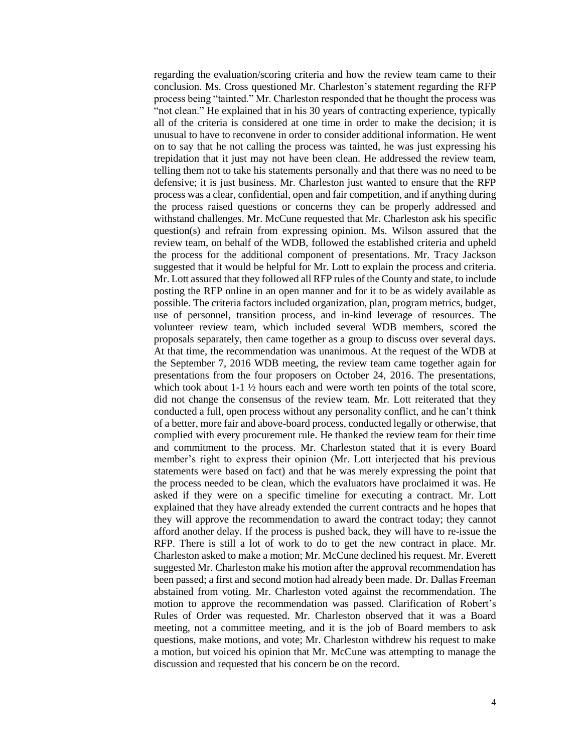regarding the evaluation/scoring criteria and how the review team came to their conclusion. Ms. Cross questioned Mr. Charleston's statement regarding the RFP process being "tainted." Mr. Charleston responded that he thought the process was "not clean." He explained that in his 30 years of contracting experience, typically all of the criteria is considered at one time in order to make the decision; it is unusual to have to reconvene in order to consider additional information. He went on to say that he not calling the process was tainted, he was just expressing his trepidation that it just may not have been clean. He addressed the review team, telling them not to take his statements personally and that there was no need to be defensive; it is just business. Mr. Charleston just wanted to ensure that the RFP process was a clear, confidential, open and fair competition, and if anything during the process raised questions or concerns they can be properly addressed and withstand challenges. Mr. McCune requested that Mr. Charleston ask his specific question(s) and refrain from expressing opinion. Ms. Wilson assured that the review team, on behalf of the WDB, followed the established criteria and upheld the process for the additional component of presentations. Mr. Tracy Jackson suggested that it would be helpful for Mr. Lott to explain the process and criteria. Mr. Lott assured that they followed all RFP rules of the County and state, to include posting the RFP online in an open manner and for it to be as widely available as possible. The criteria factors included organization, plan, program metrics, budget, use of personnel, transition process, and in-kind leverage of resources. The volunteer review team, which included several WDB members, scored the proposals separately, then came together as a group to discuss over several days. At that time, the recommendation was unanimous. At the request of the WDB at the September 7, 2016 WDB meeting, the review team came together again for presentations from the four proposers on October 24, 2016. The presentations, which took about 1-1 ½ hours each and were worth ten points of the total score, did not change the consensus of the review team. Mr. Lott reiterated that they conducted a full, open process without any personality conflict, and he can't think of a better, more fair and above-board process, conducted legally or otherwise, that complied with every procurement rule. He thanked the review team for their time and commitment to the process. Mr. Charleston stated that it is every Board member's right to express their opinion (Mr. Lott interjected that his previous statements were based on fact) and that he was merely expressing the point that the process needed to be clean, which the evaluators have proclaimed it was. He asked if they were on a specific timeline for executing a contract. Mr. Lott explained that they have already extended the current contracts and he hopes that they will approve the recommendation to award the contract today; they cannot afford another delay. If the process is pushed back, they will have to re-issue the RFP. There is still a lot of work to do to get the new contract in place. Mr. Charleston asked to make a motion; Mr. McCune declined his request. Mr. Everett suggested Mr. Charleston make his motion after the approval recommendation has been passed; a first and second motion had already been made. Dr. Dallas Freeman abstained from voting. Mr. Charleston voted against the recommendation. The motion to approve the recommendation was passed. Clarification of Robert's Rules of Order was requested. Mr. Charleston observed that it was a Board meeting, not a committee meeting, and it is the job of Board members to ask questions, make motions, and vote; Mr. Charleston withdrew his request to make a motion, but voiced his opinion that Mr. McCune was attempting to manage the discussion and requested that his concern be on the record.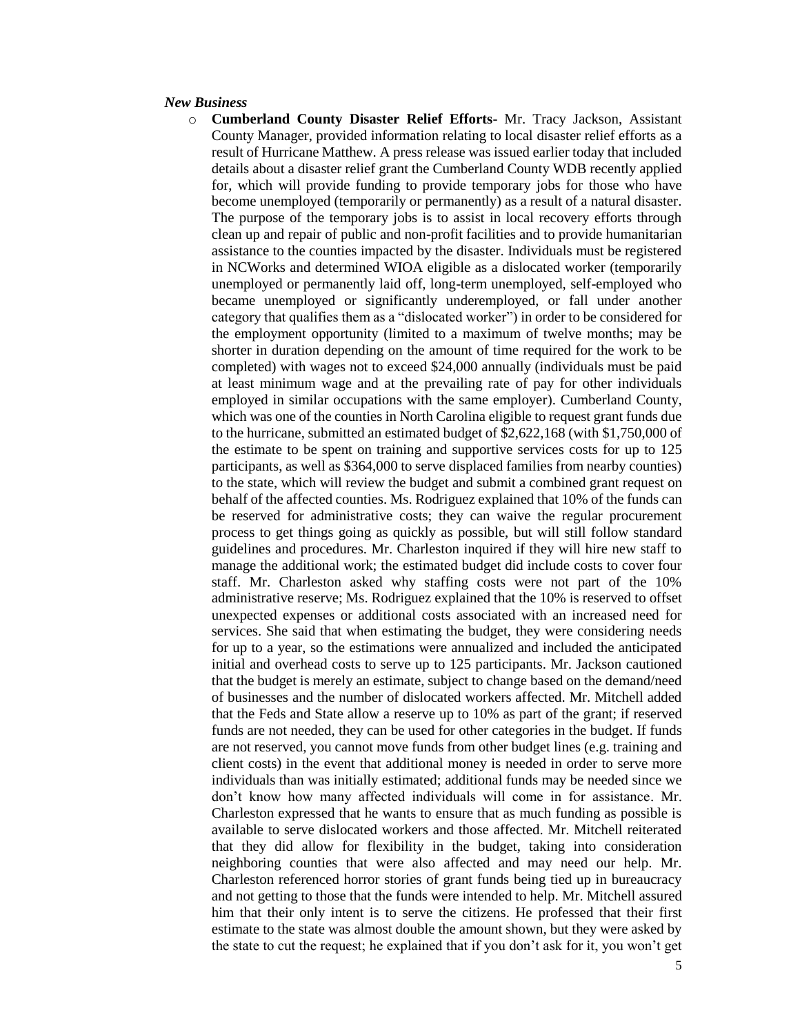***New Business***

- **Cumberland County Disaster Relief Efforts**- Mr. Tracy Jackson, Assistant County Manager, provided information relating to local disaster relief efforts as a result of Hurricane Matthew. A press release was issued earlier today that included details about a disaster relief grant the Cumberland County WDB recently applied for, which will provide funding to provide temporary jobs for those who have become unemployed (temporarily or permanently) as a result of a natural disaster. The purpose of the temporary jobs is to assist in local recovery efforts through clean up and repair of public and non-profit facilities and to provide humanitarian assistance to the counties impacted by the disaster. Individuals must be registered in NCWorks and determined WIOA eligible as a dislocated worker (temporarily unemployed or permanently laid off, long-term unemployed, self-employed who became unemployed or significantly underemployed, or fall under another category that qualifies them as a "dislocated worker") in order to be considered for the employment opportunity (limited to a maximum of twelve months; may be shorter in duration depending on the amount of time required for the work to be completed) with wages not to exceed $24,000 annually (individuals must be paid at least minimum wage and at the prevailing rate of pay for other individuals employed in similar occupations with the same employer). Cumberland County, which was one of the counties in North Carolina eligible to request grant funds due to the hurricane, submitted an estimated budget of $2,622,168 (with $1,750,000 of the estimate to be spent on training and supportive services costs for up to 125 participants, as well as $364,000 to serve displaced families from nearby counties) to the state, which will review the budget and submit a combined grant request on behalf of the affected counties. Ms. Rodriguez explained that 10% of the funds can be reserved for administrative costs; they can waive the regular procurement process to get things going as quickly as possible, but will still follow standard guidelines and procedures. Mr. Charleston inquired if they will hire new staff to manage the additional work; the estimated budget did include costs to cover four staff. Mr. Charleston asked why staffing costs were not part of the 10% administrative reserve; Ms. Rodriguez explained that the 10% is reserved to offset unexpected expenses or additional costs associated with an increased need for services. She said that when estimating the budget, they were considering needs for up to a year, so the estimations were annualized and included the anticipated initial and overhead costs to serve up to 125 participants. Mr. Jackson cautioned that the budget is merely an estimate, subject to change based on the demand/need of businesses and the number of dislocated workers affected. Mr. Mitchell added that the Feds and State allow a reserve up to 10% as part of the grant; if reserved funds are not needed, they can be used for other categories in the budget. If funds are not reserved, you cannot move funds from other budget lines (e.g. training and client costs) in the event that additional money is needed in order to serve more individuals than was initially estimated; additional funds may be needed since we don't know how many affected individuals will come in for assistance. Mr. Charleston expressed that he wants to ensure that as much funding as possible is available to serve dislocated workers and those affected. Mr. Mitchell reiterated that they did allow for flexibility in the budget, taking into consideration neighboring counties that were also affected and may need our help. Mr. Charleston referenced horror stories of grant funds being tied up in bureaucracy and not getting to those that the funds were intended to help. Mr. Mitchell assured him that their only intent is to serve the citizens. He professed that their first estimate to the state was almost double the amount shown, but they were asked by the state to cut the request; he explained that if you don't ask for it, you won't get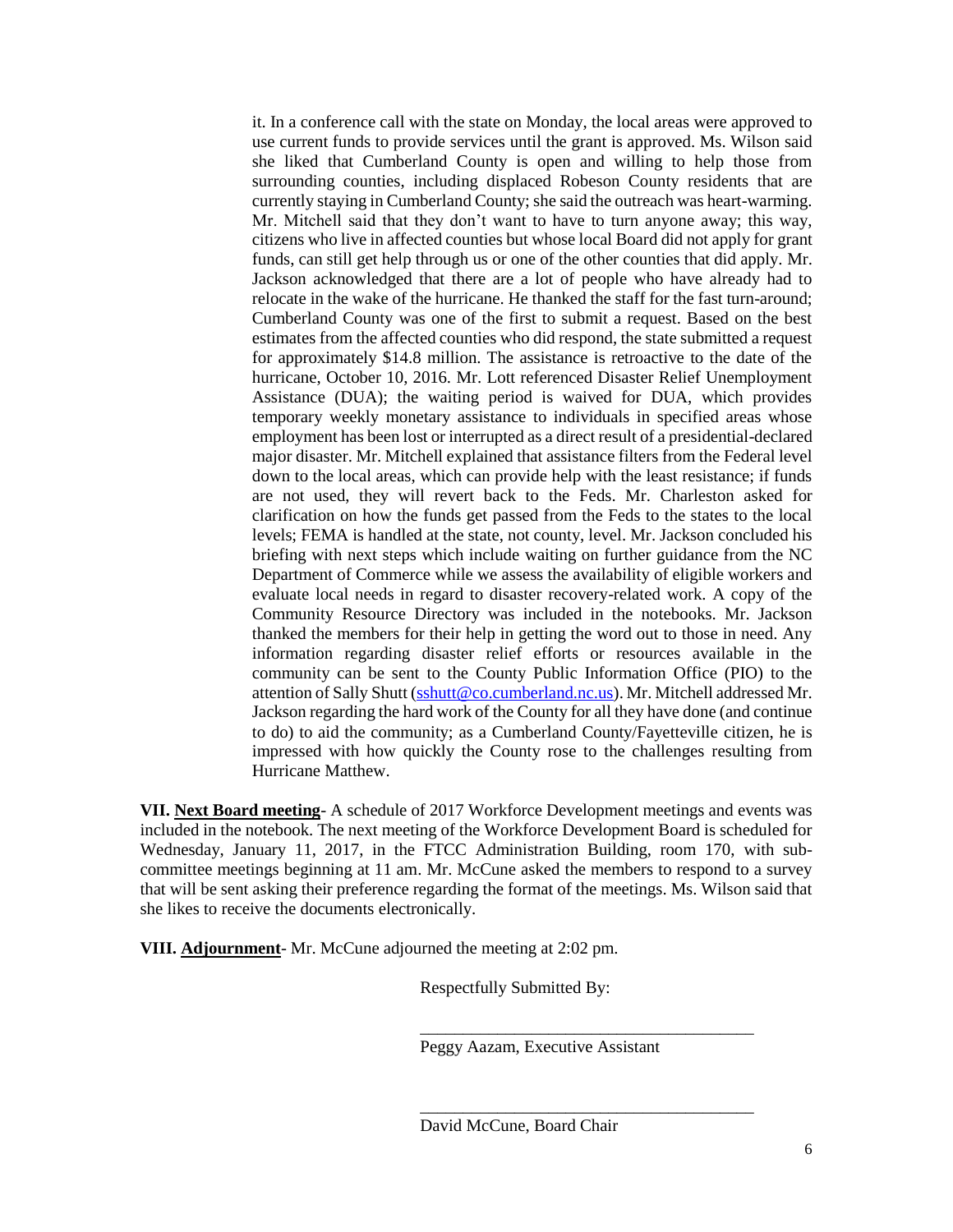it. In a conference call with the state on Monday, the local areas were approved to use current funds to provide services until the grant is approved. Ms. Wilson said she liked that Cumberland County is open and willing to help those from surrounding counties, including displaced Robeson County residents that are currently staying in Cumberland County; she said the outreach was heart-warming. Mr. Mitchell said that they don't want to have to turn anyone away; this way, citizens who live in affected counties but whose local Board did not apply for grant funds, can still get help through us or one of the other counties that did apply. Mr. Jackson acknowledged that there are a lot of people who have already had to relocate in the wake of the hurricane. He thanked the staff for the fast turn-around; Cumberland County was one of the first to submit a request. Based on the best estimates from the affected counties who did respond, the state submitted a request for approximately $14.8 million. The assistance is retroactive to the date of the hurricane, October 10, 2016. Mr. Lott referenced Disaster Relief Unemployment Assistance (DUA); the waiting period is waived for DUA, which provides temporary weekly monetary assistance to individuals in specified areas whose employment has been lost or interrupted as a direct result of a presidential-declared major disaster. Mr. Mitchell explained that assistance filters from the Federal level down to the local areas, which can provide help with the least resistance; if funds are not used, they will revert back to the Feds. Mr. Charleston asked for clarification on how the funds get passed from the Feds to the states to the local levels; FEMA is handled at the state, not county, level. Mr. Jackson concluded his briefing with next steps which include waiting on further guidance from the NC Department of Commerce while we assess the availability of eligible workers and evaluate local needs in regard to disaster recovery-related work. A copy of the Community Resource Directory was included in the notebooks. Mr. Jackson thanked the members for their help in getting the word out to those in need. Any information regarding disaster relief efforts or resources available in the community can be sent to the County Public Information Office (PIO) to the attention of Sally Shutt (sshutt@co.cumberland.nc.us). Mr. Mitchell addressed Mr. Jackson regarding the hard work of the County for all they have done (and continue to do) to aid the community; as a Cumberland County/Fayetteville citizen, he is impressed with how quickly the County rose to the challenges resulting from Hurricane Matthew.

**VII. Next Board meeting**- A schedule of 2017 Workforce Development meetings and events was included in the notebook. The next meeting of the Workforce Development Board is scheduled for Wednesday, January 11, 2017, in the FTCC Administration Building, room 170, with sub-committee meetings beginning at 11 am. Mr. McCune asked the members to respond to a survey that will be sent asking their preference regarding the format of the meetings. Ms. Wilson said that she likes to receive the documents electronically.

**VIII. Adjournment**- Mr. McCune adjourned the meeting at 2:02 pm.

Respectfully Submitted By:

\_\_\_\_\_\_\_\_\_\_\_\_\_\_\_\_\_\_\_\_\_\_\_\_\_\_\_\_\_\_\_\_\_\_\_\_\_\_\_\_

Peggy Aazam, Executive Assistant

\_\_\_\_\_\_\_\_\_\_\_\_\_\_\_\_\_\_\_\_\_\_\_\_\_\_\_\_\_\_\_\_\_\_\_\_\_\_\_\_

David McCune, Board Chair